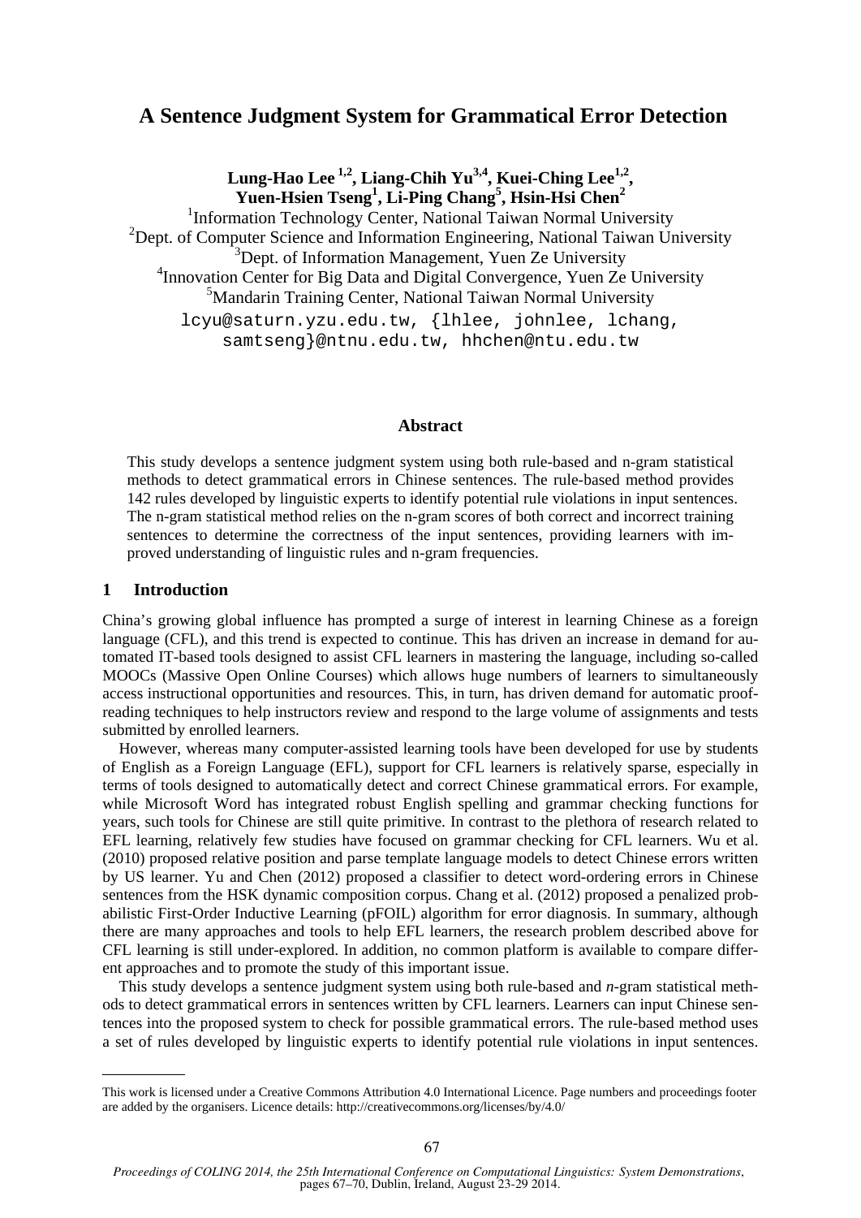# A Sentence Judgment System for Grammatical Error Detection

**Lung-Hao Lee [1,2], Liang-Chih Yu[3,4], Kuei-Ching Lee[1,2], Yuen-Hsien Tseng[1], Li-Ping Chang[5], Hsin-Hsi Chen[2]**

[1]Information Technology Center, National Taiwan Normal University
[2]Dept. of Computer Science and Information Engineering, National Taiwan University
[3]Dept. of Information Management, Yuen Ze University
[4]Innovation Center for Big Data and Digital Convergence, Yuen Ze University
[5]Mandarin Training Center, National Taiwan Normal University

lcyu@saturn.yzu.edu.tw, {lhlee, johnlee, lchang, samtseng}@ntnu.edu.tw, hhchen@ntu.edu.tw

## Abstract

This study develops a sentence judgment system using both rule-based and n-gram statistical methods to detect grammatical errors in Chinese sentences. The rule-based method provides 142 rules developed by linguistic experts to identify potential rule violations in input sentences. The n-gram statistical method relies on the n-gram scores of both correct and incorrect training sentences to determine the correctness of the input sentences, providing learners with improved understanding of linguistic rules and n-gram frequencies.

## 1 Introduction

China's growing global influence has prompted a surge of interest in learning Chinese as a foreign language (CFL), and this trend is expected to continue. This has driven an increase in demand for automated IT-based tools designed to assist CFL learners in mastering the language, including so-called MOOCs (Massive Open Online Courses) which allows huge numbers of learners to simultaneously access instructional opportunities and resources. This, in turn, has driven demand for automatic proofreading techniques to help instructors review and respond to the large volume of assignments and tests submitted by enrolled learners.

However, whereas many computer-assisted learning tools have been developed for use by students of English as a Foreign Language (EFL), support for CFL learners is relatively sparse, especially in terms of tools designed to automatically detect and correct Chinese grammatical errors. For example, while Microsoft Word has integrated robust English spelling and grammar checking functions for years, such tools for Chinese are still quite primitive. In contrast to the plethora of research related to EFL learning, relatively few studies have focused on grammar checking for CFL learners. Wu et al. (2010) proposed relative position and parse template language models to detect Chinese errors written by US learner. Yu and Chen (2012) proposed a classifier to detect word-ordering errors in Chinese sentences from the HSK dynamic composition corpus. Chang et al. (2012) proposed a penalized probabilistic First-Order Inductive Learning (pFOIL) algorithm for error diagnosis. In summary, although there are many approaches and tools to help EFL learners, the research problem described above for CFL learning is still under-explored. In addition, no common platform is available to compare different approaches and to promote the study of this important issue.

This study develops a sentence judgment system using both rule-based and *n*-gram statistical methods to detect grammatical errors in sentences written by CFL learners. Learners can input Chinese sentences into the proposed system to check for possible grammatical errors. The rule-based method uses a set of rules developed by linguistic experts to identify potential rule violations in input sentences.

---

This work is licensed under a Creative Commons Attribution 4.0 International Licence. Page numbers and proceedings footer are added by the organisers. Licence details: http://creativecommons.org/licenses/by/4.0/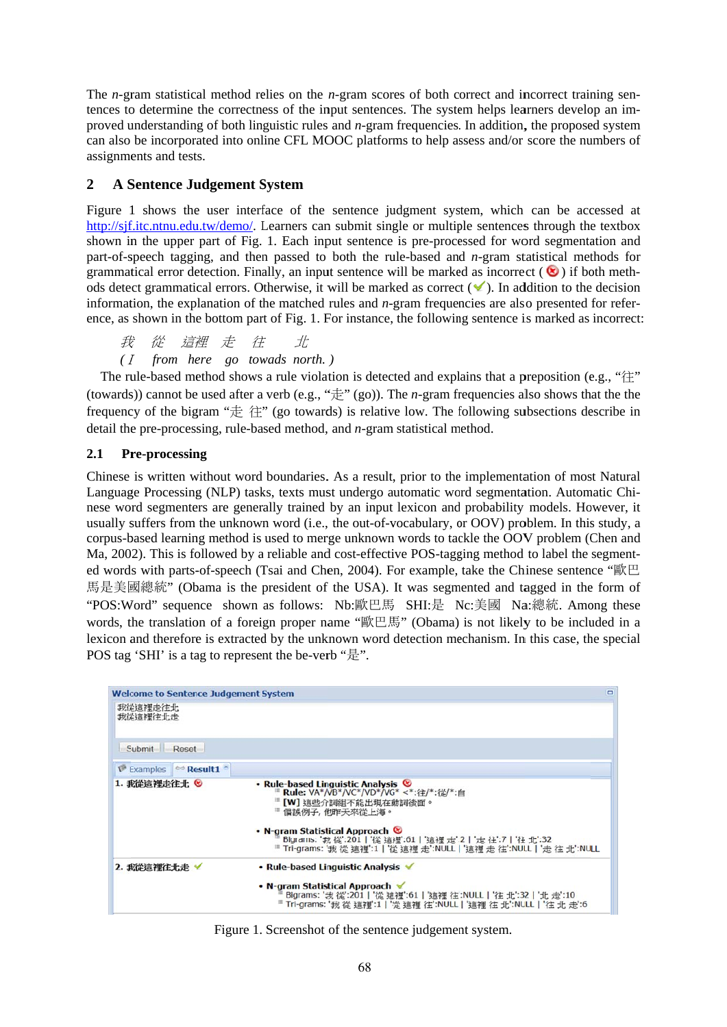The *n*-gram statistical method relies on the *n*-gram scores of both correct and incorrect training sentences to determine the correctness of the input sentences. The system helps learners develop an improved understanding of both linguistic rules and *n*-gram frequencies. In addition, the proposed system can also be incorporated into online CFL MOOC platforms to help assess and/or score the numbers of assignments and tests.

## 2 A Sentence Judgement System

Figure 1 shows the user interface of the sentence judgment system, which can be accessed at http://sjf.itc.ntnu.edu.tw/demo/. Learners can submit single or multiple sentences through the textbox shown in the upper part of Fig. 1. Each input sentence is pre-processed for word segmentation and part-of-speech tagging, and then passed to both the rule-based and *n*-gram statistical methods for grammatical error detection. Finally, an input sentence will be marked as incorrect (✖) if both methods detect grammatical errors. Otherwise, it will be marked as correct (✔). In addition to the decision information, the explanation of the matched rules and *n*-gram frequencies are also presented for reference, as shown in the bottom part of Fig. 1. For instance, the following sentence is marked as incorrect:

*我　從　這裡　走　往　北*
*( I　from　here　go　towads　north. )*

The rule-based method shows a rule violation is detected and explains that a preposition (e.g., "往" (towards)) cannot be used after a verb (e.g., "走" (go)). The *n*-gram frequencies also shows that the the frequency of the bigram "走 往" (go towards) is relative low. The following subsections describe in detail the pre-processing, rule-based method, and *n*-gram statistical method.

### 2.1 Pre-processing

Chinese is written without word boundaries. As a result, prior to the implementation of most Natural Language Processing (NLP) tasks, texts must undergo automatic word segmentation. Automatic Chinese word segmenters are generally trained by an input lexicon and probability models. However, it usually suffers from the unknown word (i.e., the out-of-vocabulary, or OOV) problem. In this study, a corpus-based learning method is used to merge unknown words to tackle the OOV problem (Chen and Ma, 2002). This is followed by a reliable and cost-effective POS-tagging method to label the segmented words with parts-of-speech (Tsai and Chen, 2004). For example, take the Chinese sentence "歐巴馬是美國總統" (Obama is the president of the USA). It was segmented and tagged in the form of "POS:Word" sequence shown as follows: Nb:歐巴馬 SHI:是 Nc:美國 Na:總統. Among these words, the translation of a foreign proper name "歐巴馬" (Obama) is not likely to be included in a lexicon and therefore is extracted by the unknown word detection mechanism. In this case, the special POS tag 'SHI' is a tag to represent the be-verb "是".

Figure 1. Screenshot of the sentence judgement system.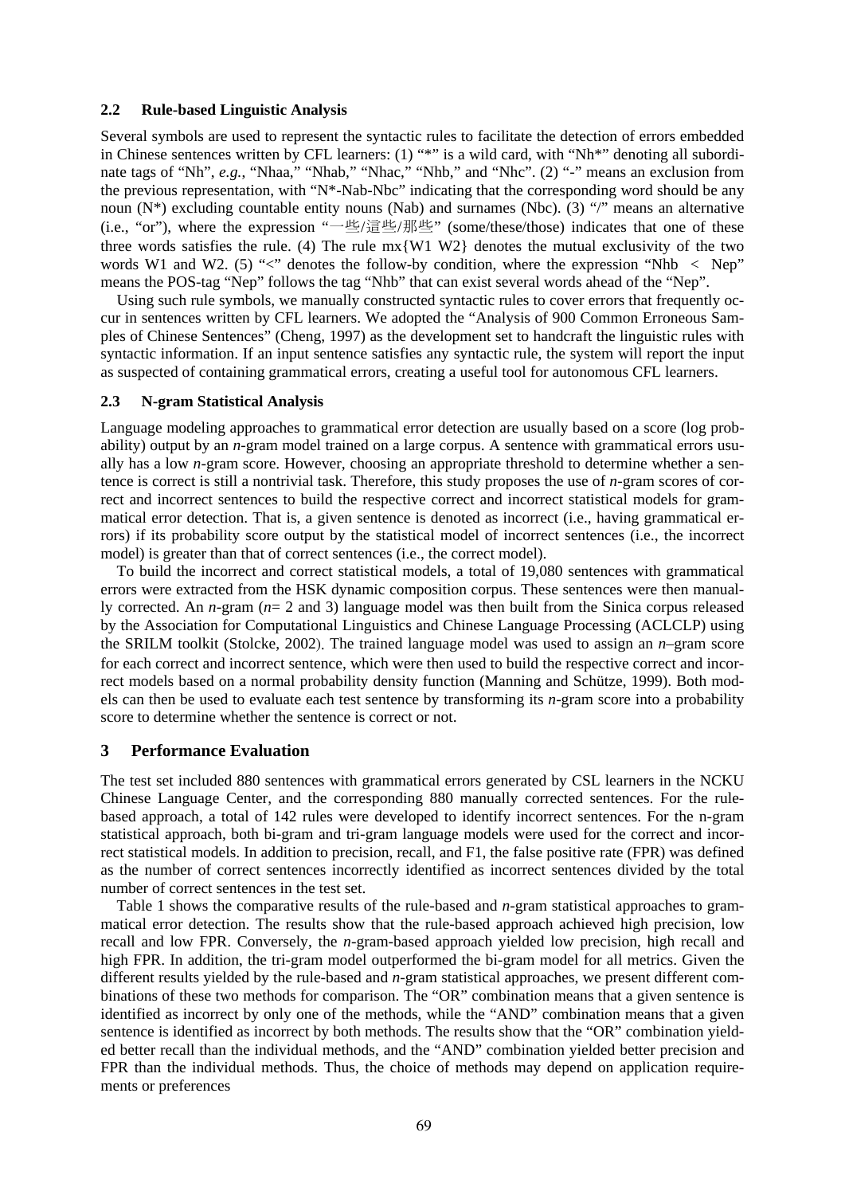### 2.2 Rule-based Linguistic Analysis

Several symbols are used to represent the syntactic rules to facilitate the detection of errors embedded in Chinese sentences written by CFL learners: (1) "*" is a wild card, with "Nh*" denoting all subordinate tags of "Nh", *e.g.*, "Nhaa," "Nhab," "Nhac," "Nhb," and "Nhc". (2) "-" means an exclusion from the previous representation, with "N*-Nab-Nbc" indicating that the corresponding word should be any noun (N*) excluding countable entity nouns (Nab) and surnames (Nbc). (3) "/" means an alternative (i.e., "or"), where the expression "一些/這些/那些" (some/these/those) indicates that one of these three words satisfies the rule. (4) The rule mx{W1 W2} denotes the mutual exclusivity of the two words W1 and W2. (5) "<" denotes the follow-by condition, where the expression "Nhb < Nep" means the POS-tag "Nep" follows the tag "Nhb" that can exist several words ahead of the "Nep".

Using such rule symbols, we manually constructed syntactic rules to cover errors that frequently occur in sentences written by CFL learners. We adopted the "Analysis of 900 Common Erroneous Samples of Chinese Sentences" (Cheng, 1997) as the development set to handcraft the linguistic rules with syntactic information. If an input sentence satisfies any syntactic rule, the system will report the input as suspected of containing grammatical errors, creating a useful tool for autonomous CFL learners.

### 2.3 N-gram Statistical Analysis

Language modeling approaches to grammatical error detection are usually based on a score (log probability) output by an *n*-gram model trained on a large corpus. A sentence with grammatical errors usually has a low *n*-gram score. However, choosing an appropriate threshold to determine whether a sentence is correct is still a nontrivial task. Therefore, this study proposes the use of *n*-gram scores of correct and incorrect sentences to build the respective correct and incorrect statistical models for grammatical error detection. That is, a given sentence is denoted as incorrect (i.e., having grammatical errors) if its probability score output by the statistical model of incorrect sentences (i.e., the incorrect model) is greater than that of correct sentences (i.e., the correct model).

To build the incorrect and correct statistical models, a total of 19,080 sentences with grammatical errors were extracted from the HSK dynamic composition corpus. These sentences were then manually corrected. An *n*-gram ($n$= 2 and 3) language model was then built from the Sinica corpus released by the Association for Computational Linguistics and Chinese Language Processing (ACLCLP) using the SRILM toolkit (Stolcke, 2002). The trained language model was used to assign an *n*–gram score for each correct and incorrect sentence, which were then used to build the respective correct and incorrect models based on a normal probability density function (Manning and Schütze, 1999). Both models can then be used to evaluate each test sentence by transforming its *n*-gram score into a probability score to determine whether the sentence is correct or not.

## 3 Performance Evaluation

The test set included 880 sentences with grammatical errors generated by CSL learners in the NCKU Chinese Language Center, and the corresponding 880 manually corrected sentences. For the rule-based approach, a total of 142 rules were developed to identify incorrect sentences. For the n-gram statistical approach, both bi-gram and tri-gram language models were used for the correct and incorrect statistical models. In addition to precision, recall, and F1, the false positive rate (FPR) was defined as the number of correct sentences incorrectly identified as incorrect sentences divided by the total number of correct sentences in the test set.

Table 1 shows the comparative results of the rule-based and *n*-gram statistical approaches to grammatical error detection. The results show that the rule-based approach achieved high precision, low recall and low FPR. Conversely, the *n*-gram-based approach yielded low precision, high recall and high FPR. In addition, the tri-gram model outperformed the bi-gram model for all metrics. Given the different results yielded by the rule-based and *n*-gram statistical approaches, we present different combinations of these two methods for comparison. The "OR" combination means that a given sentence is identified as incorrect by only one of the methods, while the "AND" combination means that a given sentence is identified as incorrect by both methods. The results show that the "OR" combination yielded better recall than the individual methods, and the "AND" combination yielded better precision and FPR than the individual methods. Thus, the choice of methods may depend on application requirements or preferences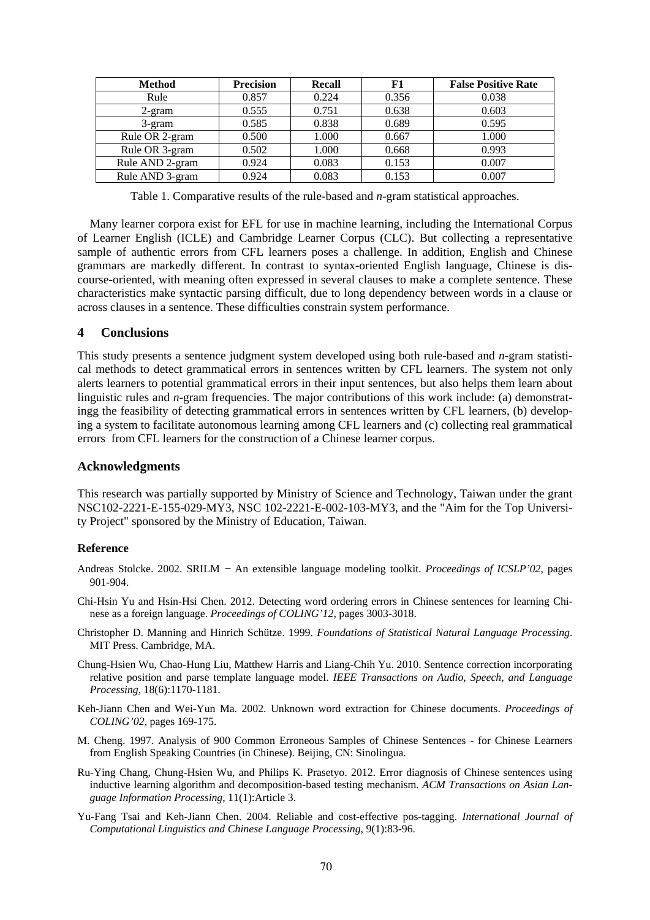| Method | Precision | Recall | F1 | False Positive Rate |
|---|---|---|---|---|
| Rule | 0.857 | 0.224 | 0.356 | 0.038 |
| 2-gram | 0.555 | 0.751 | 0.638 | 0.603 |
| 3-gram | 0.585 | 0.838 | 0.689 | 0.595 |
| Rule OR 2-gram | 0.500 | 1.000 | 0.667 | 1.000 |
| Rule OR 3-gram | 0.502 | 1.000 | 0.668 | 0.993 |
| Rule AND 2-gram | 0.924 | 0.083 | 0.153 | 0.007 |
| Rule AND 3-gram | 0.924 | 0.083 | 0.153 | 0.007 |

Table 1. Comparative results of the rule-based and *n*-gram statistical approaches.

Many learner corpora exist for EFL for use in machine learning, including the International Corpus of Learner English (ICLE) and Cambridge Learner Corpus (CLC). But collecting a representative sample of authentic errors from CFL learners poses a challenge. In addition, English and Chinese grammars are markedly different. In contrast to syntax-oriented English language, Chinese is discourse-oriented, with meaning often expressed in several clauses to make a complete sentence. These characteristics make syntactic parsing difficult, due to long dependency between words in a clause or across clauses in a sentence. These difficulties constrain system performance.

## 4 Conclusions

This study presents a sentence judgment system developed using both rule-based and *n*-gram statistical methods to detect grammatical errors in sentences written by CFL learners. The system not only alerts learners to potential grammatical errors in their input sentences, but also helps them learn about linguistic rules and *n*-gram frequencies. The major contributions of this work include: (a) demonstratingg the feasibility of detecting grammatical errors in sentences written by CFL learners, (b) developing a system to facilitate autonomous learning among CFL learners and (c) collecting real grammatical errors from CFL learners for the construction of a Chinese learner corpus.

## Acknowledgments

This research was partially supported by Ministry of Science and Technology, Taiwan under the grant NSC102-2221-E-155-029-MY3, NSC 102-2221-E-002-103-MY3, and the "Aim for the Top University Project" sponsored by the Ministry of Education, Taiwan.

### Reference

Andreas Stolcke. 2002. SRILM − An extensible language modeling toolkit. *Proceedings of ICSLP'02*, pages 901-904.

Chi-Hsin Yu and Hsin-Hsi Chen. 2012. Detecting word ordering errors in Chinese sentences for learning Chinese as a foreign language. *Proceedings of COLING'12*, pages 3003-3018.

Christopher D. Manning and Hinrich Schütze. 1999. *Foundations of Statistical Natural Language Processing*. MIT Press. Cambridge, MA.

Chung-Hsien Wu, Chao-Hung Liu, Matthew Harris and Liang-Chih Yu. 2010. Sentence correction incorporating relative position and parse template language model. *IEEE Transactions on Audio, Speech, and Language Processing*, 18(6):1170-1181.

Keh-Jiann Chen and Wei-Yun Ma. 2002. Unknown word extraction for Chinese documents. *Proceedings of COLING'02*, pages 169-175.

M. Cheng. 1997. Analysis of 900 Common Erroneous Samples of Chinese Sentences - for Chinese Learners from English Speaking Countries (in Chinese). Beijing, CN: Sinolingua.

Ru-Ying Chang, Chung-Hsien Wu, and Philips K. Prasetyo. 2012. Error diagnosis of Chinese sentences using inductive learning algorithm and decomposition-based testing mechanism. *ACM Transactions on Asian Language Information Processing*, 11(1):Article 3.

Yu-Fang Tsai and Keh-Jiann Chen. 2004. Reliable and cost-effective pos-tagging. *International Journal of Computational Linguistics and Chinese Language Processing*, 9(1):83-96.